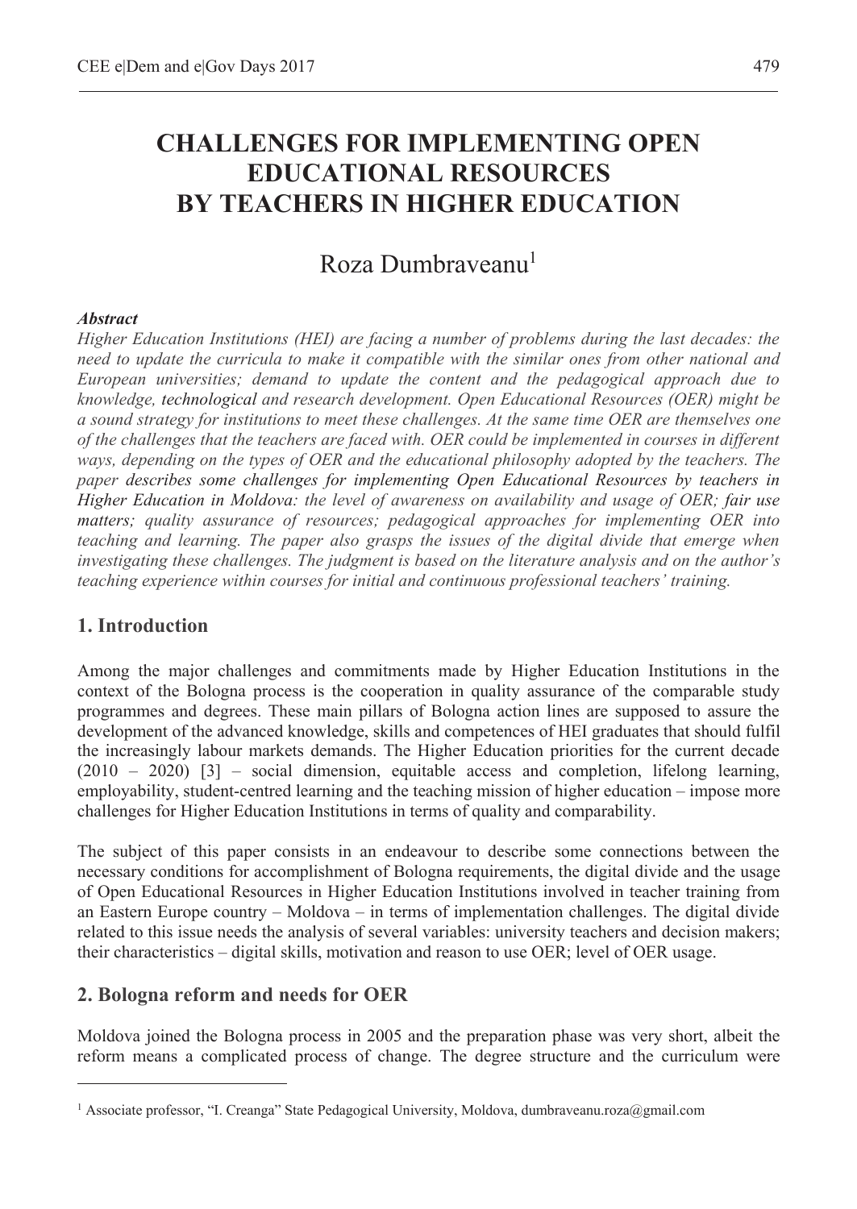# CHALLENGES FOR IMPLEMENTING OPEN EDUCATIONAL RESOURCES BY TEACHERS IN HIGHER EDUCATION

Roza Dumbraveanu[1]

***Abstract***

*Higher Education Institutions (HEI) are facing a number of problems during the last decades: the need to update the curricula to make it compatible with the similar ones from other national and European universities; demand to update the content and the pedagogical approach due to knowledge, technological and research development. Open Educational Resources (OER) might be a sound strategy for institutions to meet these challenges. At the same time OER are themselves one of the challenges that the teachers are faced with. OER could be implemented in courses in different ways, depending on the types of OER and the educational philosophy adopted by the teachers. The paper describes some challenges for implementing Open Educational Resources by teachers in Higher Education in Moldova: the level of awareness on availability and usage of OER; fair use matters; quality assurance of resources; pedagogical approaches for implementing OER into teaching and learning. The paper also grasps the issues of the digital divide that emerge when investigating these challenges. The judgment is based on the literature analysis and on the author's teaching experience within courses for initial and continuous professional teachers' training.*

## 1. Introduction

Among the major challenges and commitments made by Higher Education Institutions in the context of the Bologna process is the cooperation in quality assurance of the comparable study programmes and degrees. These main pillars of Bologna action lines are supposed to assure the development of the advanced knowledge, skills and competences of HEI graduates that should fulfil the increasingly labour markets demands. The Higher Education priorities for the current decade (2010 – 2020) [3] – social dimension, equitable access and completion, lifelong learning, employability, student-centred learning and the teaching mission of higher education – impose more challenges for Higher Education Institutions in terms of quality and comparability.

The subject of this paper consists in an endeavour to describe some connections between the necessary conditions for accomplishment of Bologna requirements, the digital divide and the usage of Open Educational Resources in Higher Education Institutions involved in teacher training from an Eastern Europe country – Moldova – in terms of implementation challenges. The digital divide related to this issue needs the analysis of several variables: university teachers and decision makers; their characteristics – digital skills, motivation and reason to use OER; level of OER usage.

## 2. Bologna reform and needs for OER

Moldova joined the Bologna process in 2005 and the preparation phase was very short, albeit the reform means a complicated process of change. The degree structure and the curriculum were

---

[1] Associate professor, "I. Creanga" State Pedagogical University, Moldova, dumbraveanu.roza@gmail.com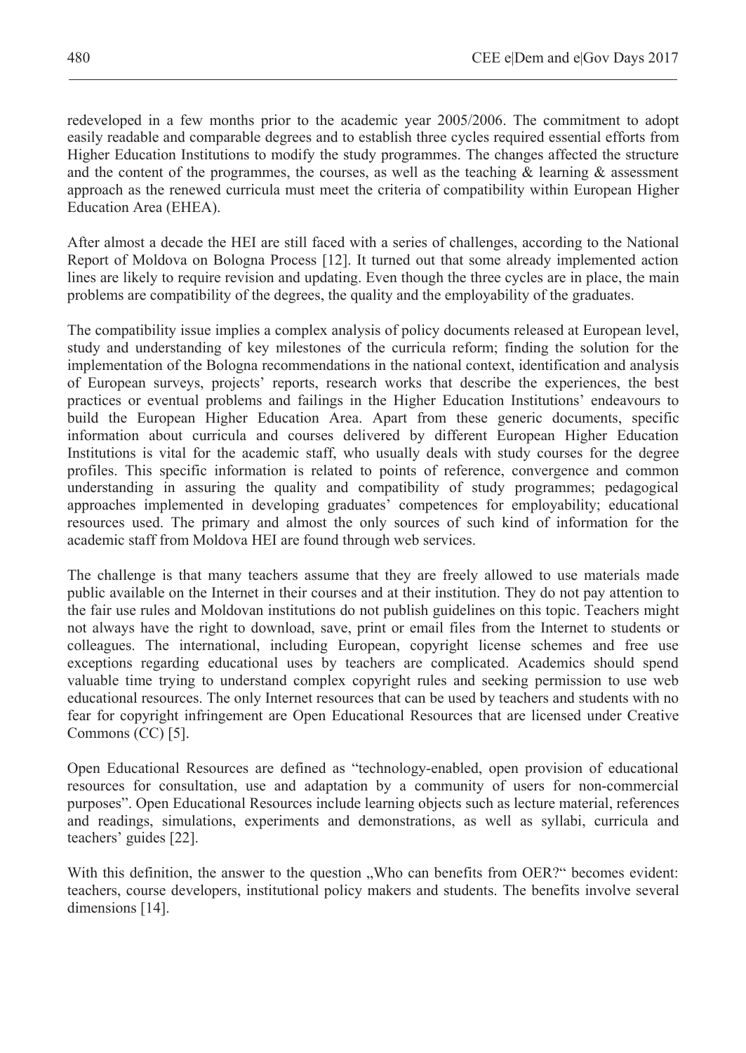redeveloped in a few months prior to the academic year 2005/2006. The commitment to adopt easily readable and comparable degrees and to establish three cycles required essential efforts from Higher Education Institutions to modify the study programmes. The changes affected the structure and the content of the programmes, the courses, as well as the teaching & learning & assessment approach as the renewed curricula must meet the criteria of compatibility within European Higher Education Area (EHEA).

After almost a decade the HEI are still faced with a series of challenges, according to the National Report of Moldova on Bologna Process [12]. It turned out that some already implemented action lines are likely to require revision and updating. Even though the three cycles are in place, the main problems are compatibility of the degrees, the quality and the employability of the graduates.

The compatibility issue implies a complex analysis of policy documents released at European level, study and understanding of key milestones of the curricula reform; finding the solution for the implementation of the Bologna recommendations in the national context, identification and analysis of European surveys, projects' reports, research works that describe the experiences, the best practices or eventual problems and failings in the Higher Education Institutions' endeavours to build the European Higher Education Area. Apart from these generic documents, specific information about curricula and courses delivered by different European Higher Education Institutions is vital for the academic staff, who usually deals with study courses for the degree profiles. This specific information is related to points of reference, convergence and common understanding in assuring the quality and compatibility of study programmes; pedagogical approaches implemented in developing graduates' competences for employability; educational resources used. The primary and almost the only sources of such kind of information for the academic staff from Moldova HEI are found through web services.

The challenge is that many teachers assume that they are freely allowed to use materials made public available on the Internet in their courses and at their institution. They do not pay attention to the fair use rules and Moldovan institutions do not publish guidelines on this topic. Teachers might not always have the right to download, save, print or email files from the Internet to students or colleagues. The international, including European, copyright license schemes and free use exceptions regarding educational uses by teachers are complicated. Academics should spend valuable time trying to understand complex copyright rules and seeking permission to use web educational resources. The only Internet resources that can be used by teachers and students with no fear for copyright infringement are Open Educational Resources that are licensed under Creative Commons (CC) [5].

Open Educational Resources are defined as "technology-enabled, open provision of educational resources for consultation, use and adaptation by a community of users for non-commercial purposes". Open Educational Resources include learning objects such as lecture material, references and readings, simulations, experiments and demonstrations, as well as syllabi, curricula and teachers' guides [22].

With this definition, the answer to the question „Who can benefits from OER?" becomes evident: teachers, course developers, institutional policy makers and students. The benefits involve several dimensions [14].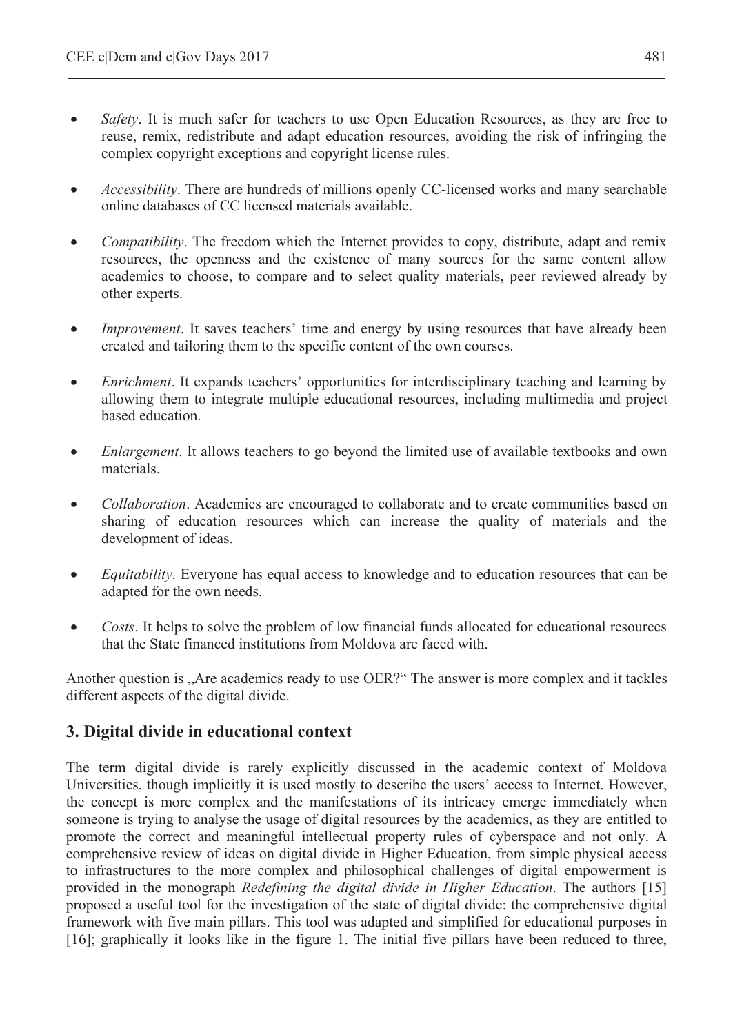- *Safety*. It is much safer for teachers to use Open Education Resources, as they are free to reuse, remix, redistribute and adapt education resources, avoiding the risk of infringing the complex copyright exceptions and copyright license rules.

- *Accessibility*. There are hundreds of millions openly CC-licensed works and many searchable online databases of CC licensed materials available.

- *Compatibility*. The freedom which the Internet provides to copy, distribute, adapt and remix resources, the openness and the existence of many sources for the same content allow academics to choose, to compare and to select quality materials, peer reviewed already by other experts.

- *Improvement*. It saves teachers' time and energy by using resources that have already been created and tailoring them to the specific content of the own courses.

- *Enrichment*. It expands teachers' opportunities for interdisciplinary teaching and learning by allowing them to integrate multiple educational resources, including multimedia and project based education.

- *Enlargement*. It allows teachers to go beyond the limited use of available textbooks and own materials.

- *Collaboration*. Academics are encouraged to collaborate and to create communities based on sharing of education resources which can increase the quality of materials and the development of ideas.

- *Equitability*. Everyone has equal access to knowledge and to education resources that can be adapted for the own needs.

- *Costs*. It helps to solve the problem of low financial funds allocated for educational resources that the State financed institutions from Moldova are faced with.

Another question is „Are academics ready to use OER?" The answer is more complex and it tackles different aspects of the digital divide.

## 3. Digital divide in educational context

The term digital divide is rarely explicitly discussed in the academic context of Moldova Universities, though implicitly it is used mostly to describe the users' access to Internet. However, the concept is more complex and the manifestations of its intricacy emerge immediately when someone is trying to analyse the usage of digital resources by the academics, as they are entitled to promote the correct and meaningful intellectual property rules of cyberspace and not only. A comprehensive review of ideas on digital divide in Higher Education, from simple physical access to infrastructures to the more complex and philosophical challenges of digital empowerment is provided in the monograph *Redefining the digital divide in Higher Education*. The authors [15] proposed a useful tool for the investigation of the state of digital divide: the comprehensive digital framework with five main pillars. This tool was adapted and simplified for educational purposes in [16]; graphically it looks like in the figure 1. The initial five pillars have been reduced to three,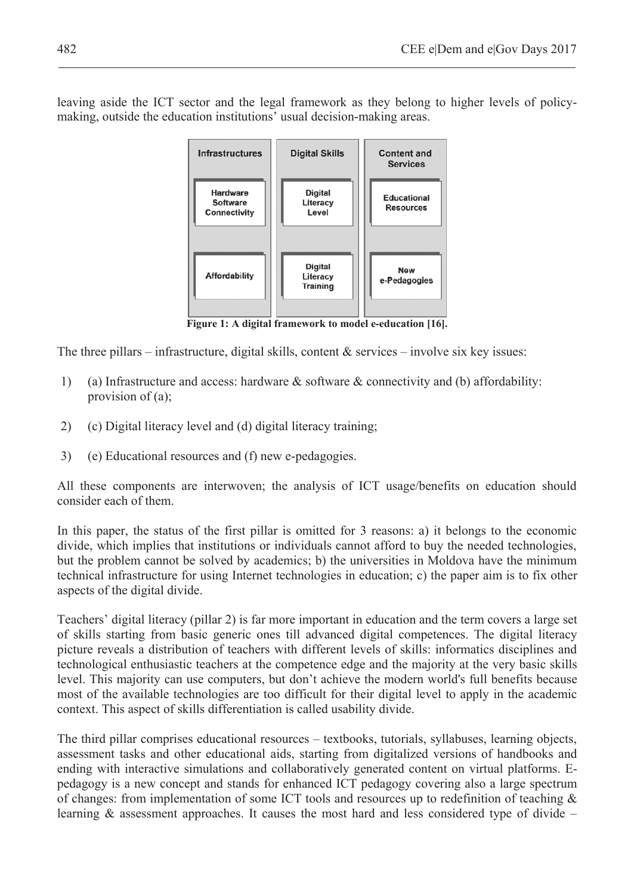leaving aside the ICT sector and the legal framework as they belong to higher levels of policy-making, outside the education institutions' usual decision-making areas.

| Infrastructures | Digital Skills | Content and Services |
|---|---|---|
| Hardware Software Connectivity | Digital Literacy Level | Educational Resources |
| Affordability | Digital Literacy Training | New e-Pedagogies |

**Figure 1: A digital framework to model e-education [16].**

The three pillars – infrastructure, digital skills, content & services – involve six key issues:

1) (a) Infrastructure and access: hardware & software & connectivity and (b) affordability: provision of (a);

2) (c) Digital literacy level and (d) digital literacy training;

3) (e) Educational resources and (f) new e-pedagogies.

All these components are interwoven; the analysis of ICT usage/benefits on education should consider each of them.

In this paper, the status of the first pillar is omitted for 3 reasons: a) it belongs to the economic divide, which implies that institutions or individuals cannot afford to buy the needed technologies, but the problem cannot be solved by academics; b) the universities in Moldova have the minimum technical infrastructure for using Internet technologies in education; c) the paper aim is to fix other aspects of the digital divide.

Teachers' digital literacy (pillar 2) is far more important in education and the term covers a large set of skills starting from basic generic ones till advanced digital competences. The digital literacy picture reveals a distribution of teachers with different levels of skills: informatics disciplines and technological enthusiastic teachers at the competence edge and the majority at the very basic skills level. This majority can use computers, but don't achieve the modern world's full benefits because most of the available technologies are too difficult for their digital level to apply in the academic context. This aspect of skills differentiation is called usability divide.

The third pillar comprises educational resources – textbooks, tutorials, syllabuses, learning objects, assessment tasks and other educational aids, starting from digitalized versions of handbooks and ending with interactive simulations and collaboratively generated content on virtual platforms. E-pedagogy is a new concept and stands for enhanced ICT pedagogy covering also a large spectrum of changes: from implementation of some ICT tools and resources up to redefinition of teaching & learning & assessment approaches. It causes the most hard and less considered type of divide –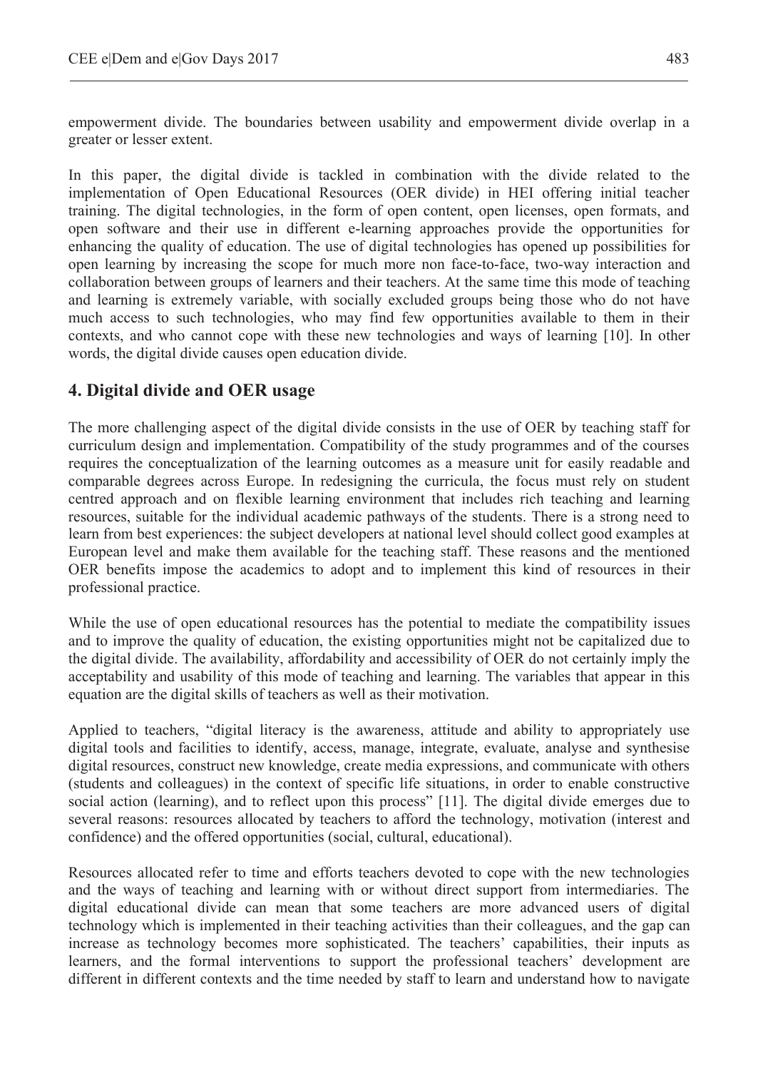empowerment divide. The boundaries between usability and empowerment divide overlap in a greater or lesser extent.

In this paper, the digital divide is tackled in combination with the divide related to the implementation of Open Educational Resources (OER divide) in HEI offering initial teacher training. The digital technologies, in the form of open content, open licenses, open formats, and open software and their use in different e-learning approaches provide the opportunities for enhancing the quality of education. The use of digital technologies has opened up possibilities for open learning by increasing the scope for much more non face-to-face, two-way interaction and collaboration between groups of learners and their teachers. At the same time this mode of teaching and learning is extremely variable, with socially excluded groups being those who do not have much access to such technologies, who may find few opportunities available to them in their contexts, and who cannot cope with these new technologies and ways of learning [10]. In other words, the digital divide causes open education divide.

## 4. Digital divide and OER usage

The more challenging aspect of the digital divide consists in the use of OER by teaching staff for curriculum design and implementation. Compatibility of the study programmes and of the courses requires the conceptualization of the learning outcomes as a measure unit for easily readable and comparable degrees across Europe. In redesigning the curricula, the focus must rely on student centred approach and on flexible learning environment that includes rich teaching and learning resources, suitable for the individual academic pathways of the students. There is a strong need to learn from best experiences: the subject developers at national level should collect good examples at European level and make them available for the teaching staff. These reasons and the mentioned OER benefits impose the academics to adopt and to implement this kind of resources in their professional practice.

While the use of open educational resources has the potential to mediate the compatibility issues and to improve the quality of education, the existing opportunities might not be capitalized due to the digital divide. The availability, affordability and accessibility of OER do not certainly imply the acceptability and usability of this mode of teaching and learning. The variables that appear in this equation are the digital skills of teachers as well as their motivation.

Applied to teachers, "digital literacy is the awareness, attitude and ability to appropriately use digital tools and facilities to identify, access, manage, integrate, evaluate, analyse and synthesise digital resources, construct new knowledge, create media expressions, and communicate with others (students and colleagues) in the context of specific life situations, in order to enable constructive social action (learning), and to reflect upon this process" [11]. The digital divide emerges due to several reasons: resources allocated by teachers to afford the technology, motivation (interest and confidence) and the offered opportunities (social, cultural, educational).

Resources allocated refer to time and efforts teachers devoted to cope with the new technologies and the ways of teaching and learning with or without direct support from intermediaries. The digital educational divide can mean that some teachers are more advanced users of digital technology which is implemented in their teaching activities than their colleagues, and the gap can increase as technology becomes more sophisticated. The teachers' capabilities, their inputs as learners, and the formal interventions to support the professional teachers' development are different in different contexts and the time needed by staff to learn and understand how to navigate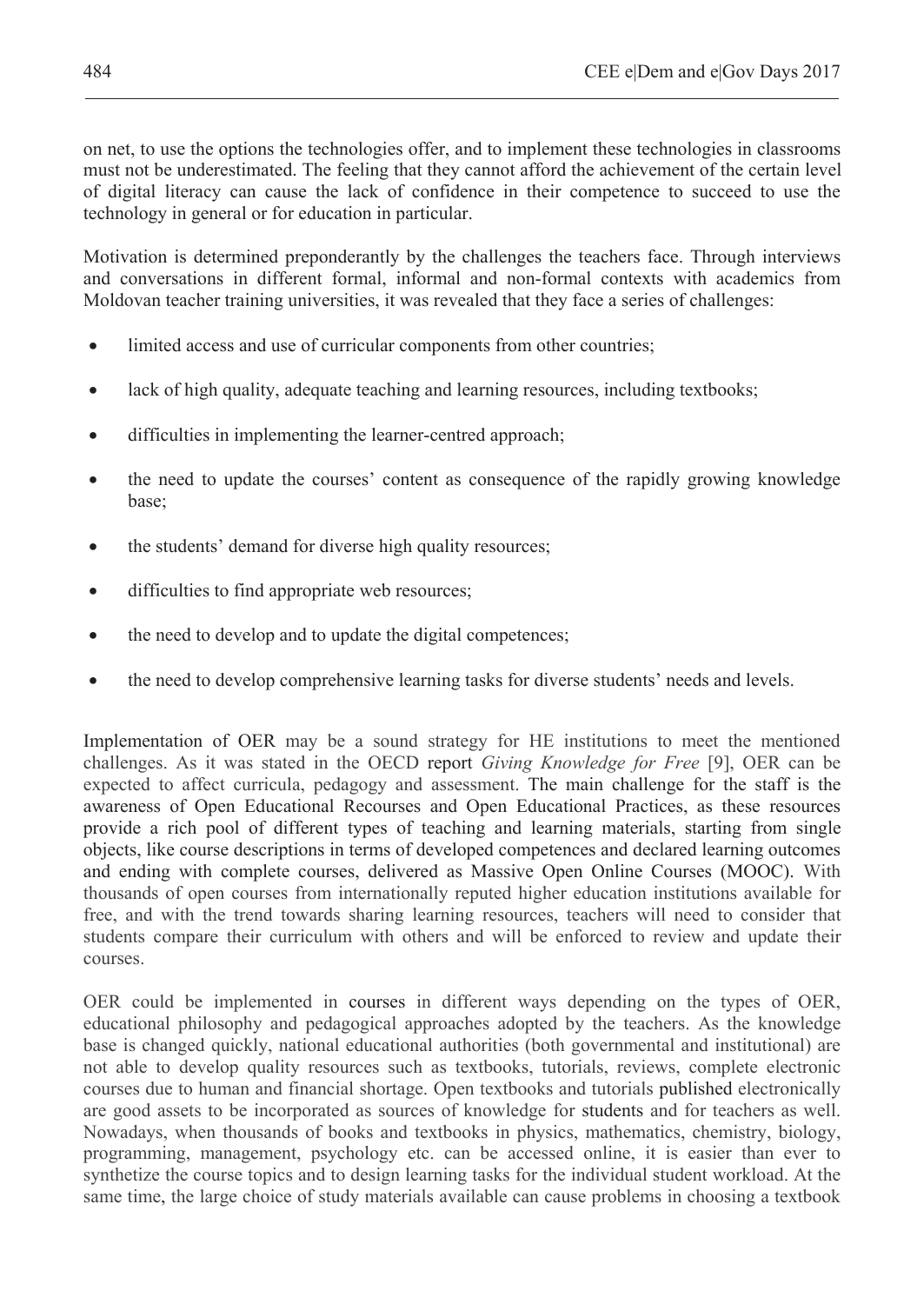on net, to use the options the technologies offer, and to implement these technologies in classrooms must not be underestimated. The feeling that they cannot afford the achievement of the certain level of digital literacy can cause the lack of confidence in their competence to succeed to use the technology in general or for education in particular.

Motivation is determined preponderantly by the challenges the teachers face. Through interviews and conversations in different formal, informal and non-formal contexts with academics from Moldovan teacher training universities, it was revealed that they face a series of challenges:

- limited access and use of curricular components from other countries;
- lack of high quality, adequate teaching and learning resources, including textbooks;
- difficulties in implementing the learner-centred approach;
- the need to update the courses' content as consequence of the rapidly growing knowledge base;
- the students' demand for diverse high quality resources;
- difficulties to find appropriate web resources;
- the need to develop and to update the digital competences;
- the need to develop comprehensive learning tasks for diverse students' needs and levels.

Implementation of OER may be a sound strategy for HE institutions to meet the mentioned challenges. As it was stated in the OECD report *Giving Knowledge for Free* [9], OER can be expected to affect curricula, pedagogy and assessment. The main challenge for the staff is the awareness of Open Educational Recourses and Open Educational Practices, as these resources provide a rich pool of different types of teaching and learning materials, starting from single objects, like course descriptions in terms of developed competences and declared learning outcomes and ending with complete courses, delivered as Massive Open Online Courses (MOOC). With thousands of open courses from internationally reputed higher education institutions available for free, and with the trend towards sharing learning resources, teachers will need to consider that students compare their curriculum with others and will be enforced to review and update their courses.

OER could be implemented in courses in different ways depending on the types of OER, educational philosophy and pedagogical approaches adopted by the teachers. As the knowledge base is changed quickly, national educational authorities (both governmental and institutional) are not able to develop quality resources such as textbooks, tutorials, reviews, complete electronic courses due to human and financial shortage. Open textbooks and tutorials published electronically are good assets to be incorporated as sources of knowledge for students and for teachers as well. Nowadays, when thousands of books and textbooks in physics, mathematics, chemistry, biology, programming, management, psychology etc. can be accessed online, it is easier than ever to synthetize the course topics and to design learning tasks for the individual student workload. At the same time, the large choice of study materials available can cause problems in choosing a textbook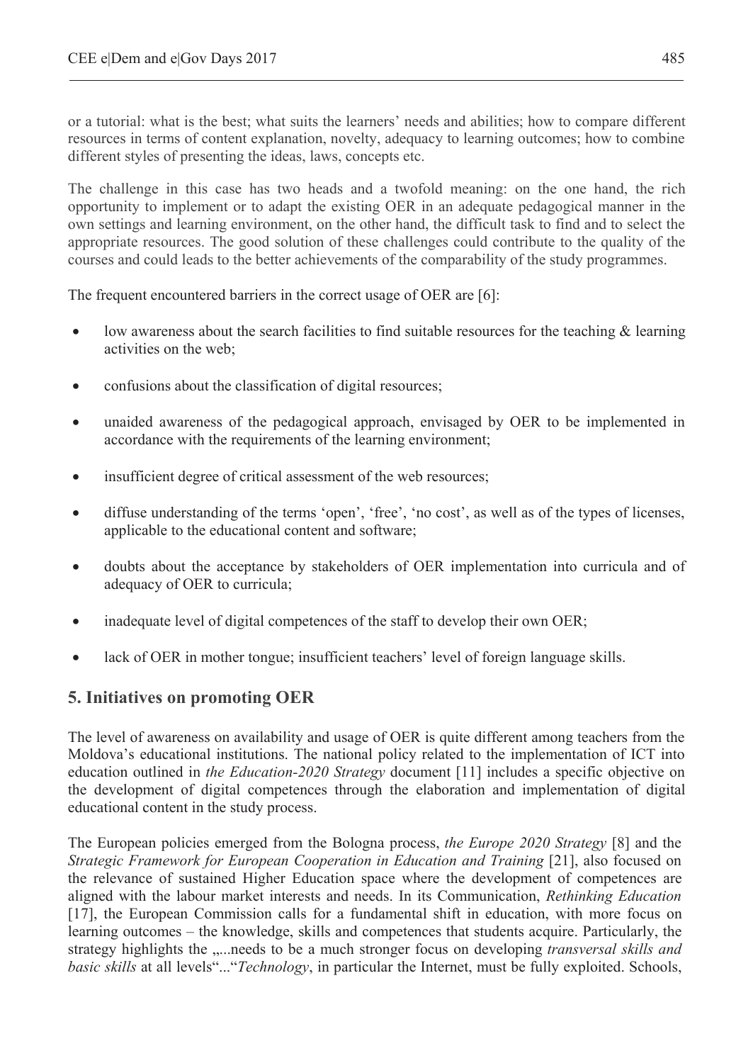or a tutorial: what is the best; what suits the learners' needs and abilities; how to compare different resources in terms of content explanation, novelty, adequacy to learning outcomes; how to combine different styles of presenting the ideas, laws, concepts etc.

The challenge in this case has two heads and a twofold meaning: on the one hand, the rich opportunity to implement or to adapt the existing OER in an adequate pedagogical manner in the own settings and learning environment, on the other hand, the difficult task to find and to select the appropriate resources. The good solution of these challenges could contribute to the quality of the courses and could leads to the better achievements of the comparability of the study programmes.

The frequent encountered barriers in the correct usage of OER are [6]:

- low awareness about the search facilities to find suitable resources for the teaching & learning activities on the web;
- confusions about the classification of digital resources;
- unaided awareness of the pedagogical approach, envisaged by OER to be implemented in accordance with the requirements of the learning environment;
- insufficient degree of critical assessment of the web resources;
- diffuse understanding of the terms 'open', 'free', 'no cost', as well as of the types of licenses, applicable to the educational content and software;
- doubts about the acceptance by stakeholders of OER implementation into curricula and of adequacy of OER to curricula;
- inadequate level of digital competences of the staff to develop their own OER;
- lack of OER in mother tongue; insufficient teachers' level of foreign language skills.

## 5. Initiatives on promoting OER

The level of awareness on availability and usage of OER is quite different among teachers from the Moldova's educational institutions. The national policy related to the implementation of ICT into education outlined in *the Education-2020 Strategy* document [11] includes a specific objective on the development of digital competences through the elaboration and implementation of digital educational content in the study process.

The European policies emerged from the Bologna process, *the Europe 2020 Strategy* [8] and the *Strategic Framework for European Cooperation in Education and Training* [21], also focused on the relevance of sustained Higher Education space where the development of competences are aligned with the labour market interests and needs. In its Communication, *Rethinking Education* [17], the European Commission calls for a fundamental shift in education, with more focus on learning outcomes – the knowledge, skills and competences that students acquire. Particularly, the strategy highlights the „...needs to be a much stronger focus on developing *transversal skills and basic skills* at all levels"..."*Technology*, in particular the Internet, must be fully exploited. Schools,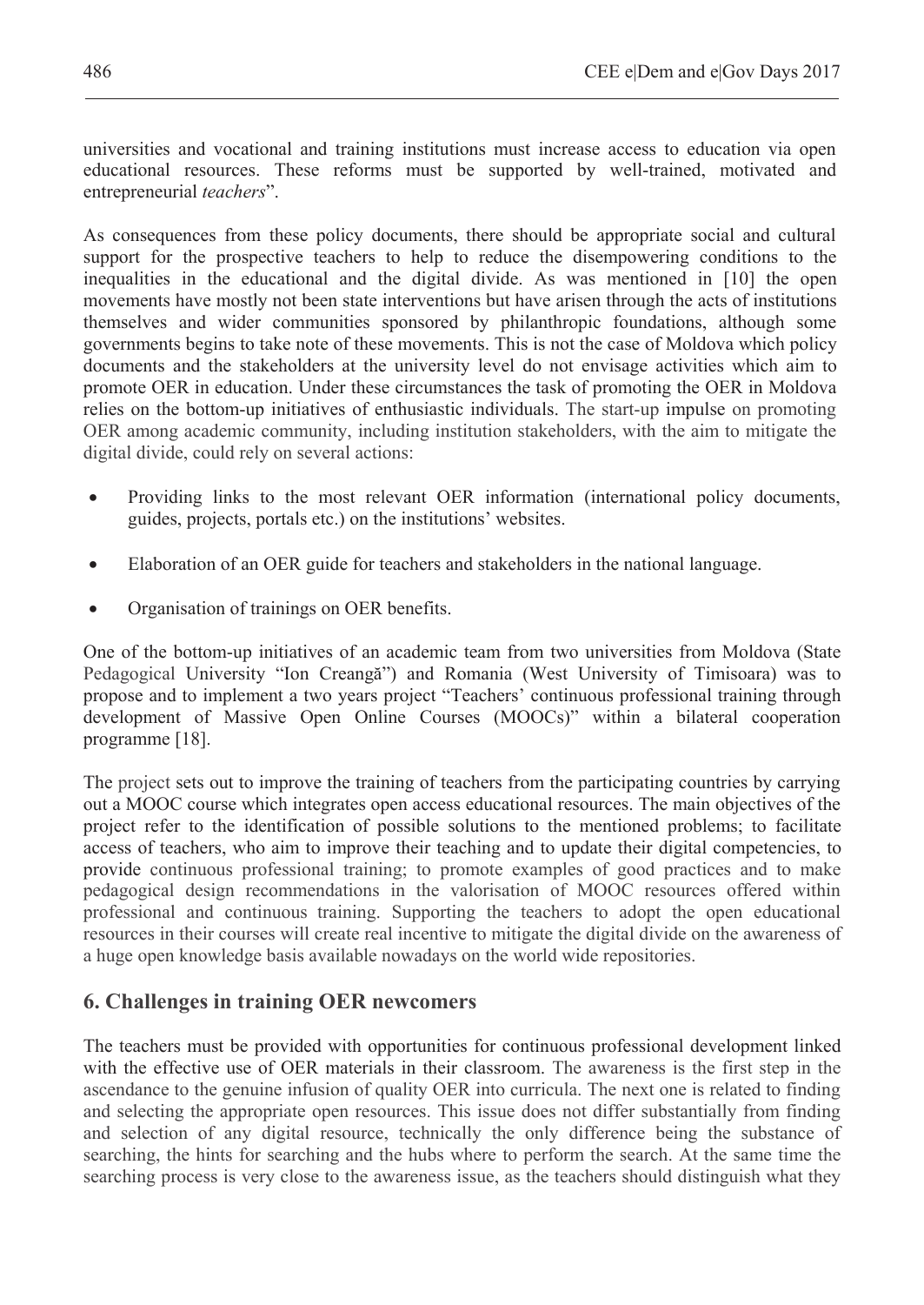universities and vocational and training institutions must increase access to education via open educational resources. These reforms must be supported by well-trained, motivated and entrepreneurial *teachers*".

As consequences from these policy documents, there should be appropriate social and cultural support for the prospective teachers to help to reduce the disempowering conditions to the inequalities in the educational and the digital divide. As was mentioned in [10] the open movements have mostly not been state interventions but have arisen through the acts of institutions themselves and wider communities sponsored by philanthropic foundations, although some governments begins to take note of these movements. This is not the case of Moldova which policy documents and the stakeholders at the university level do not envisage activities which aim to promote OER in education. Under these circumstances the task of promoting the OER in Moldova relies on the bottom-up initiatives of enthusiastic individuals. The start-up impulse on promoting OER among academic community, including institution stakeholders, with the aim to mitigate the digital divide, could rely on several actions:

- Providing links to the most relevant OER information (international policy documents, guides, projects, portals etc.) on the institutions' websites.
- Elaboration of an OER guide for teachers and stakeholders in the national language.
- Organisation of trainings on OER benefits.

One of the bottom-up initiatives of an academic team from two universities from Moldova (State Pedagogical University "Ion Creangă") and Romania (West University of Timisoara) was to propose and to implement a two years project "Teachers' continuous professional training through development of Massive Open Online Courses (MOOCs)" within a bilateral cooperation programme [18].

The project sets out to improve the training of teachers from the participating countries by carrying out a MOOC course which integrates open access educational resources. The main objectives of the project refer to the identification of possible solutions to the mentioned problems; to facilitate access of teachers, who aim to improve their teaching and to update their digital competencies, to provide continuous professional training; to promote examples of good practices and to make pedagogical design recommendations in the valorisation of MOOC resources offered within professional and continuous training. Supporting the teachers to adopt the open educational resources in their courses will create real incentive to mitigate the digital divide on the awareness of a huge open knowledge basis available nowadays on the world wide repositories.

## 6. Challenges in training OER newcomers

The teachers must be provided with opportunities for continuous professional development linked with the effective use of OER materials in their classroom. The awareness is the first step in the ascendance to the genuine infusion of quality OER into curricula. The next one is related to finding and selecting the appropriate open resources. This issue does not differ substantially from finding and selection of any digital resource, technically the only difference being the substance of searching, the hints for searching and the hubs where to perform the search. At the same time the searching process is very close to the awareness issue, as the teachers should distinguish what they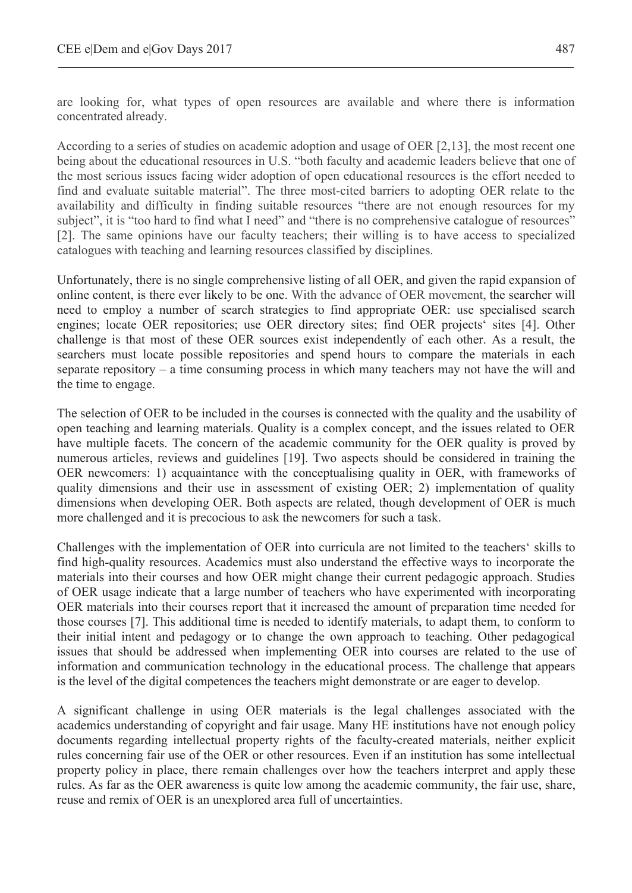are looking for, what types of open resources are available and where there is information concentrated already.

According to a series of studies on academic adoption and usage of OER [2,13], the most recent one being about the educational resources in U.S. "both faculty and academic leaders believe that one of the most serious issues facing wider adoption of open educational resources is the effort needed to find and evaluate suitable material". The three most-cited barriers to adopting OER relate to the availability and difficulty in finding suitable resources "there are not enough resources for my subject", it is "too hard to find what I need" and "there is no comprehensive catalogue of resources" [2]. The same opinions have our faculty teachers; their willing is to have access to specialized catalogues with teaching and learning resources classified by disciplines.

Unfortunately, there is no single comprehensive listing of all OER, and given the rapid expansion of online content, is there ever likely to be one. With the advance of OER movement, the searcher will need to employ a number of search strategies to find appropriate OER: use specialised search engines; locate OER repositories; use OER directory sites; find OER projects' sites [4]. Other challenge is that most of these OER sources exist independently of each other. As a result, the searchers must locate possible repositories and spend hours to compare the materials in each separate repository – a time consuming process in which many teachers may not have the will and the time to engage.

The selection of OER to be included in the courses is connected with the quality and the usability of open teaching and learning materials. Quality is a complex concept, and the issues related to OER have multiple facets. The concern of the academic community for the OER quality is proved by numerous articles, reviews and guidelines [19]. Two aspects should be considered in training the OER newcomers: 1) acquaintance with the conceptualising quality in OER, with frameworks of quality dimensions and their use in assessment of existing OER; 2) implementation of quality dimensions when developing OER. Both aspects are related, though development of OER is much more challenged and it is precocious to ask the newcomers for such a task.

Challenges with the implementation of OER into curricula are not limited to the teachers' skills to find high-quality resources. Academics must also understand the effective ways to incorporate the materials into their courses and how OER might change their current pedagogic approach. Studies of OER usage indicate that a large number of teachers who have experimented with incorporating OER materials into their courses report that it increased the amount of preparation time needed for those courses [7]. This additional time is needed to identify materials, to adapt them, to conform to their initial intent and pedagogy or to change the own approach to teaching. Other pedagogical issues that should be addressed when implementing OER into courses are related to the use of information and communication technology in the educational process. The challenge that appears is the level of the digital competences the teachers might demonstrate or are eager to develop.

A significant challenge in using OER materials is the legal challenges associated with the academics understanding of copyright and fair usage. Many HE institutions have not enough policy documents regarding intellectual property rights of the faculty-created materials, neither explicit rules concerning fair use of the OER or other resources. Even if an institution has some intellectual property policy in place, there remain challenges over how the teachers interpret and apply these rules. As far as the OER awareness is quite low among the academic community, the fair use, share, reuse and remix of OER is an unexplored area full of uncertainties.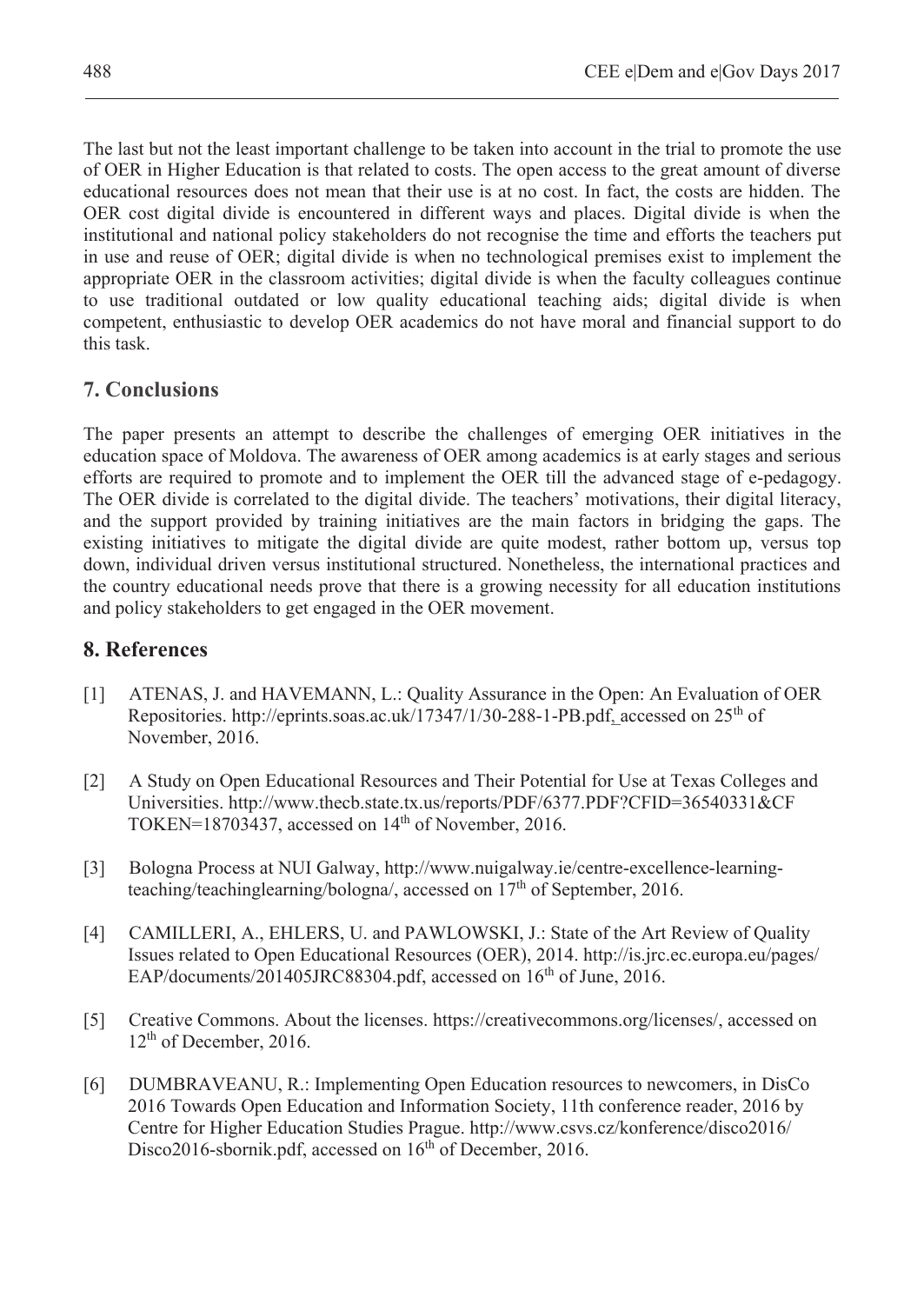The last but not the least important challenge to be taken into account in the trial to promote the use of OER in Higher Education is that related to costs. The open access to the great amount of diverse educational resources does not mean that their use is at no cost. In fact, the costs are hidden. The OER cost digital divide is encountered in different ways and places. Digital divide is when the institutional and national policy stakeholders do not recognise the time and efforts the teachers put in use and reuse of OER; digital divide is when no technological premises exist to implement the appropriate OER in the classroom activities; digital divide is when the faculty colleagues continue to use traditional outdated or low quality educational teaching aids; digital divide is when competent, enthusiastic to develop OER academics do not have moral and financial support to do this task.

## 7. Conclusions

The paper presents an attempt to describe the challenges of emerging OER initiatives in the education space of Moldova. The awareness of OER among academics is at early stages and serious efforts are required to promote and to implement the OER till the advanced stage of e-pedagogy. The OER divide is correlated to the digital divide. The teachers' motivations, their digital literacy, and the support provided by training initiatives are the main factors in bridging the gaps. The existing initiatives to mitigate the digital divide are quite modest, rather bottom up, versus top down, individual driven versus institutional structured. Nonetheless, the international practices and the country educational needs prove that there is a growing necessity for all education institutions and policy stakeholders to get engaged in the OER movement.

## 8. References

[1] ATENAS, J. and HAVEMANN, L.: Quality Assurance in the Open: An Evaluation of OER Repositories. http://eprints.soas.ac.uk/17347/1/30-288-1-PB.pdf, accessed on 25th of November, 2016.

[2] A Study on Open Educational Resources and Their Potential for Use at Texas Colleges and Universities. http://www.thecb.state.tx.us/reports/PDF/6377.PDF?CFID=36540331&CFTOKEN=18703437, accessed on 14th of November, 2016.

[3] Bologna Process at NUI Galway, http://www.nuigalway.ie/centre-excellence-learning-teaching/teachinglearning/bologna/, accessed on 17th of September, 2016.

[4] CAMILLERI, A., EHLERS, U. and PAWLOWSKI, J.: State of the Art Review of Quality Issues related to Open Educational Resources (OER), 2014. http://is.jrc.ec.europa.eu/pages/EAP/documents/201405JRC88304.pdf, accessed on 16th of June, 2016.

[5] Creative Commons. About the licenses. https://creativecommons.org/licenses/, accessed on 12th of December, 2016.

[6] DUMBRAVEANU, R.: Implementing Open Education resources to newcomers, in DisCo 2016 Towards Open Education and Information Society, 11th conference reader, 2016 by Centre for Higher Education Studies Prague. http://www.csvs.cz/konference/disco2016/Disco2016-sbornik.pdf, accessed on 16th of December, 2016.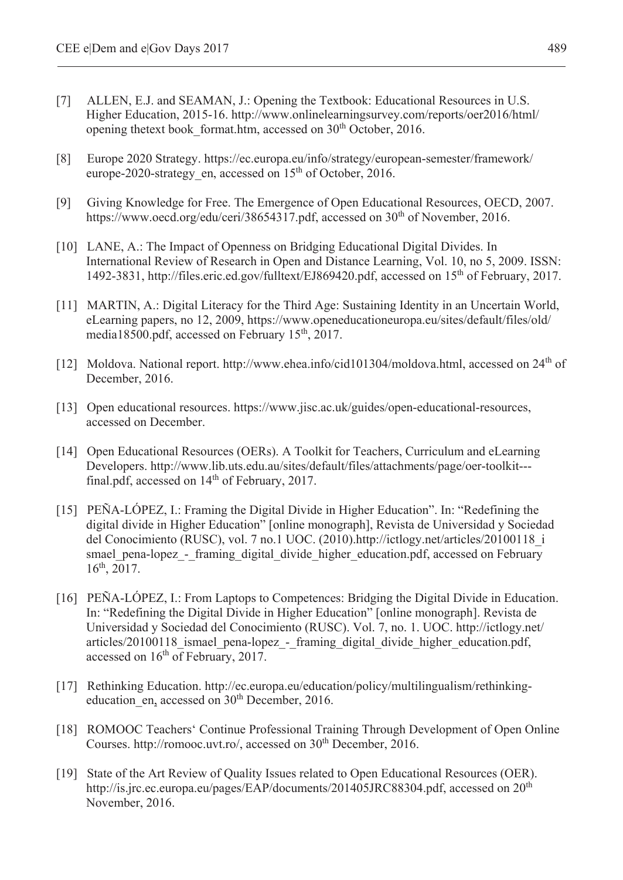[7] ALLEN, E.J. and SEAMAN, J.: Opening the Textbook: Educational Resources in U.S. Higher Education, 2015-16. http://www.onlinelearningsurvey.com/reports/oer2016/html/ opening thetext book_format.htm, accessed on 30th October, 2016.

[8] Europe 2020 Strategy. https://ec.europa.eu/info/strategy/european-semester/framework/ europe-2020-strategy_en, accessed on 15th of October, 2016.

[9] Giving Knowledge for Free. The Emergence of Open Educational Resources, OECD, 2007. https://www.oecd.org/edu/ceri/38654317.pdf, accessed on 30th of November, 2016.

[10] LANE, A.: The Impact of Openness on Bridging Educational Digital Divides. In International Review of Research in Open and Distance Learning, Vol. 10, no 5, 2009. ISSN: 1492-3831, http://files.eric.ed.gov/fulltext/EJ869420.pdf, accessed on 15th of February, 2017.

[11] MARTIN, A.: Digital Literacy for the Third Age: Sustaining Identity in an Uncertain World, eLearning papers, no 12, 2009, https://www.openeducationeuropa.eu/sites/default/files/old/ media18500.pdf, accessed on February 15th, 2017.

[12] Moldova. National report. http://www.ehea.info/cid101304/moldova.html, accessed on 24th of December, 2016.

[13] Open educational resources. https://www.jisc.ac.uk/guides/open-educational-resources, accessed on December.

[14] Open Educational Resources (OERs). A Toolkit for Teachers, Curriculum and eLearning Developers. http://www.lib.uts.edu.au/sites/default/files/attachments/page/oer-toolkit---final.pdf, accessed on 14th of February, 2017.

[15] PEÑA-LÓPEZ, I.: Framing the Digital Divide in Higher Education". In: "Redefining the digital divide in Higher Education" [online monograph], Revista de Universidad y Sociedad del Conocimiento (RUSC), vol. 7 no.1 UOC. (2010).http://ictlogy.net/articles/20100118_i smael_pena-lopez_-_framing_digital_divide_higher_education.pdf, accessed on February 16th, 2017.

[16] PEÑA-LÓPEZ, I.: From Laptops to Competences: Bridging the Digital Divide in Education. In: "Redefining the Digital Divide in Higher Education" [online monograph]. Revista de Universidad y Sociedad del Conocimiento (RUSC). Vol. 7, no. 1. UOC. http://ictlogy.net/ articles/20100118_ismael_pena-lopez_-_framing_digital_divide_higher_education.pdf, accessed on 16th of February, 2017.

[17] Rethinking Education. http://ec.europa.eu/education/policy/multilingualism/rethinking-education_en, accessed on 30th December, 2016.

[18] ROMOOC Teachers' Continue Professional Training Through Development of Open Online Courses. http://romooc.uvt.ro/, accessed on 30th December, 2016.

[19] State of the Art Review of Quality Issues related to Open Educational Resources (OER). http://is.jrc.ec.europa.eu/pages/EAP/documents/201405JRC88304.pdf, accessed on 20th November, 2016.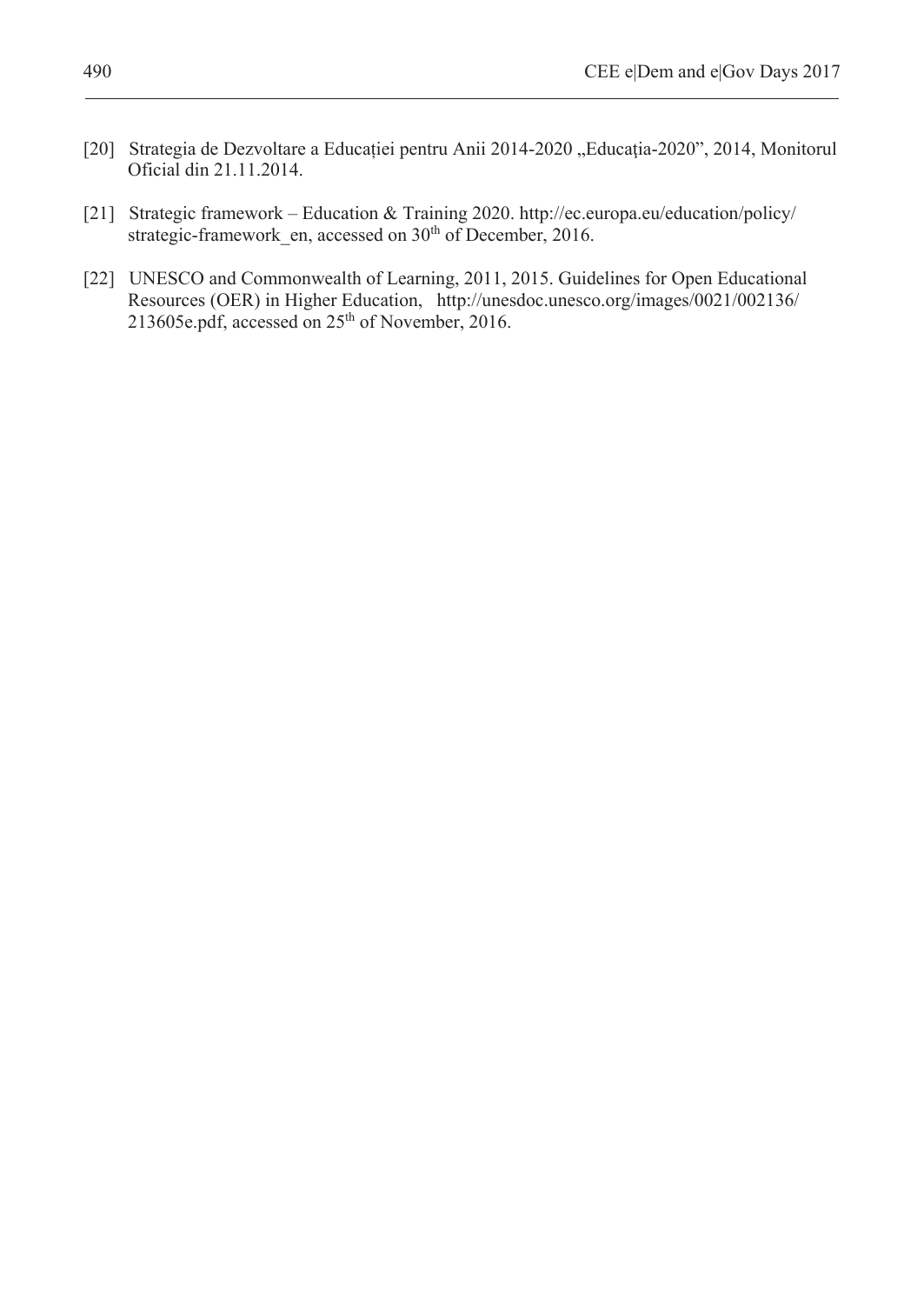[20] Strategia de Dezvoltare a Educației pentru Anii 2014-2020 „Educaţia-2020", 2014, Monitorul Oficial din 21.11.2014.

[21] Strategic framework – Education & Training 2020. http://ec.europa.eu/education/policy/strategic-framework_en, accessed on 30th of December, 2016.

[22] UNESCO and Commonwealth of Learning, 2011, 2015. Guidelines for Open Educational Resources (OER) in Higher Education, http://unesdoc.unesco.org/images/0021/002136/213605e.pdf, accessed on 25th of November, 2016.